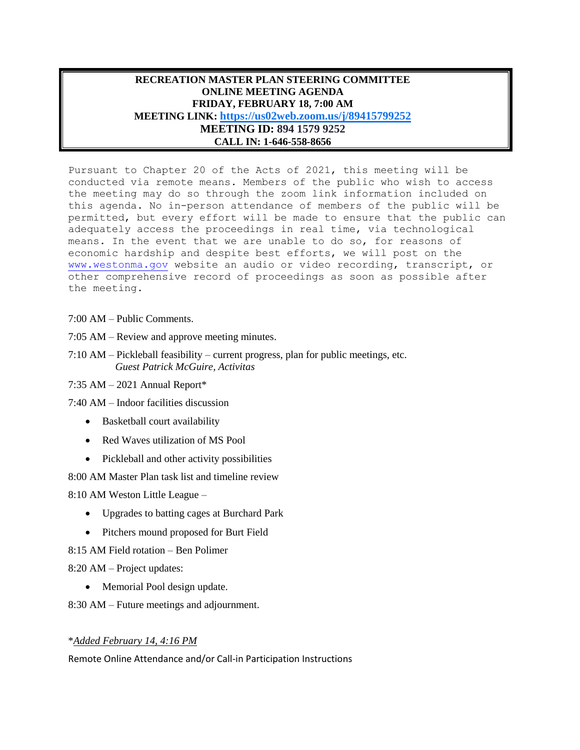**RECREATION MASTER PLAN STEERING COMMITTEE**
**ONLINE MEETING AGENDA**
**FRIDAY, FEBRUARY 18, 7:00 AM**
**MEETING LINK: [https://us02web.zoom.us/j/89415799252](https://us02web.zoom.us/j/89415799252)**
**MEETING ID: 894 1579 9252**
**CALL IN: 1-646-558-8656**

Pursuant to Chapter 20 of the Acts of 2021, this meeting will be conducted via remote means. Members of the public who wish to access the meeting may do so through the zoom link information included on this agenda. No in-person attendance of members of the public will be permitted, but every effort will be made to ensure that the public can adequately access the proceedings in real time, via technological means. In the event that we are unable to do so, for reasons of economic hardship and despite best efforts, we will post on the www.westonma.gov website an audio or video recording, transcript, or other comprehensive record of proceedings as soon as possible after the meeting.

7:00 AM – Public Comments.

7:05 AM – Review and approve meeting minutes.

7:10 AM – Pickleball feasibility – current progress, plan for public meetings, etc.
*Guest Patrick McGuire, Activitas*

7:35 AM – 2021 Annual Report*

7:40 AM – Indoor facilities discussion

- Basketball court availability
- Red Waves utilization of MS Pool
- Pickleball and other activity possibilities

8:00 AM Master Plan task list and timeline review

8:10 AM Weston Little League –

- Upgrades to batting cages at Burchard Park
- Pitchers mound proposed for Burt Field

8:15 AM Field rotation – Ben Polimer

8:20 AM – Project updates:

- Memorial Pool design update.

8:30 AM – Future meetings and adjournment.

**Added February 14, 4:16 PM*

Remote Online Attendance and/or Call-in Participation Instructions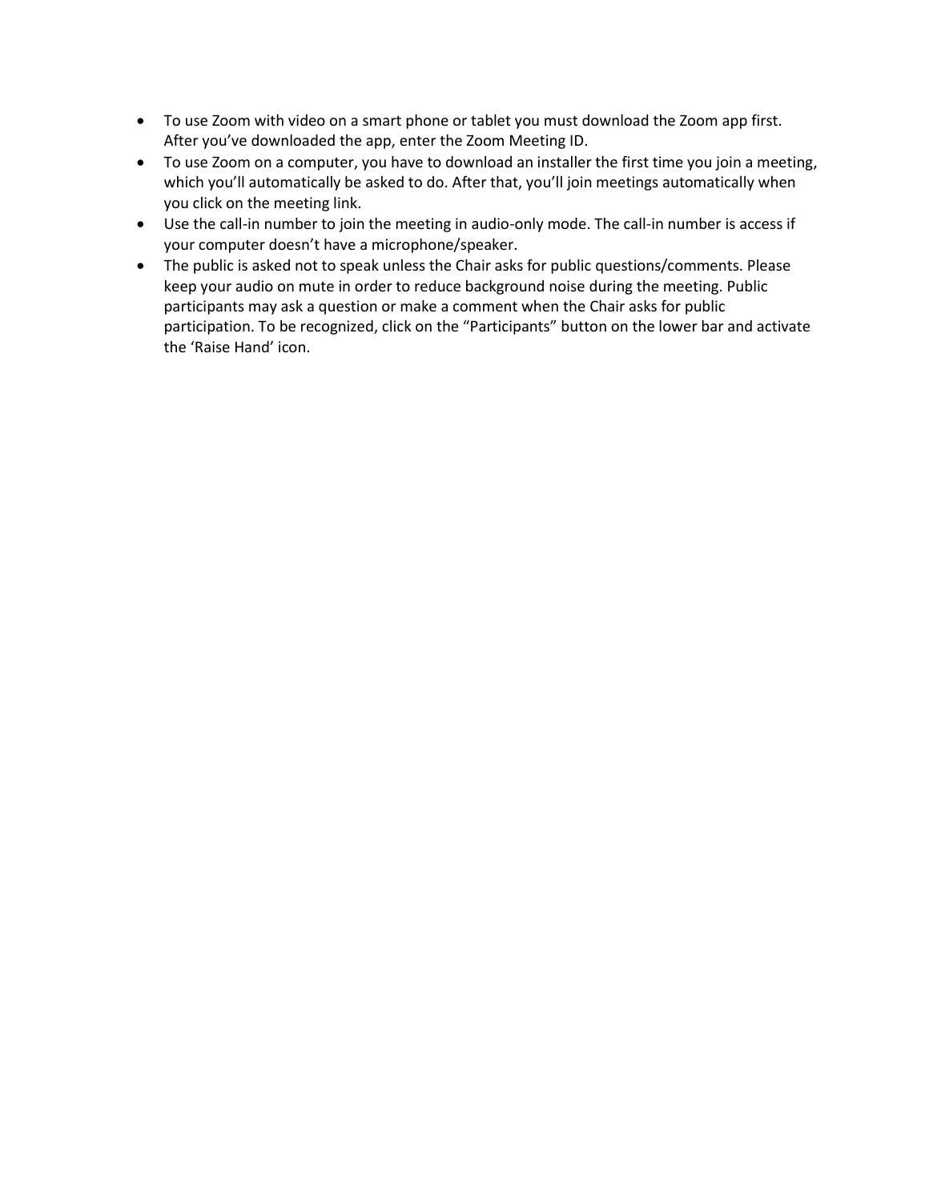- To use Zoom with video on a smart phone or tablet you must download the Zoom app first. After you've downloaded the app, enter the Zoom Meeting ID.
- To use Zoom on a computer, you have to download an installer the first time you join a meeting, which you'll automatically be asked to do. After that, you'll join meetings automatically when you click on the meeting link.
- Use the call-in number to join the meeting in audio-only mode. The call-in number is access if your computer doesn't have a microphone/speaker.
- The public is asked not to speak unless the Chair asks for public questions/comments. Please keep your audio on mute in order to reduce background noise during the meeting. Public participants may ask a question or make a comment when the Chair asks for public participation. To be recognized, click on the "Participants" button on the lower bar and activate the 'Raise Hand' icon.